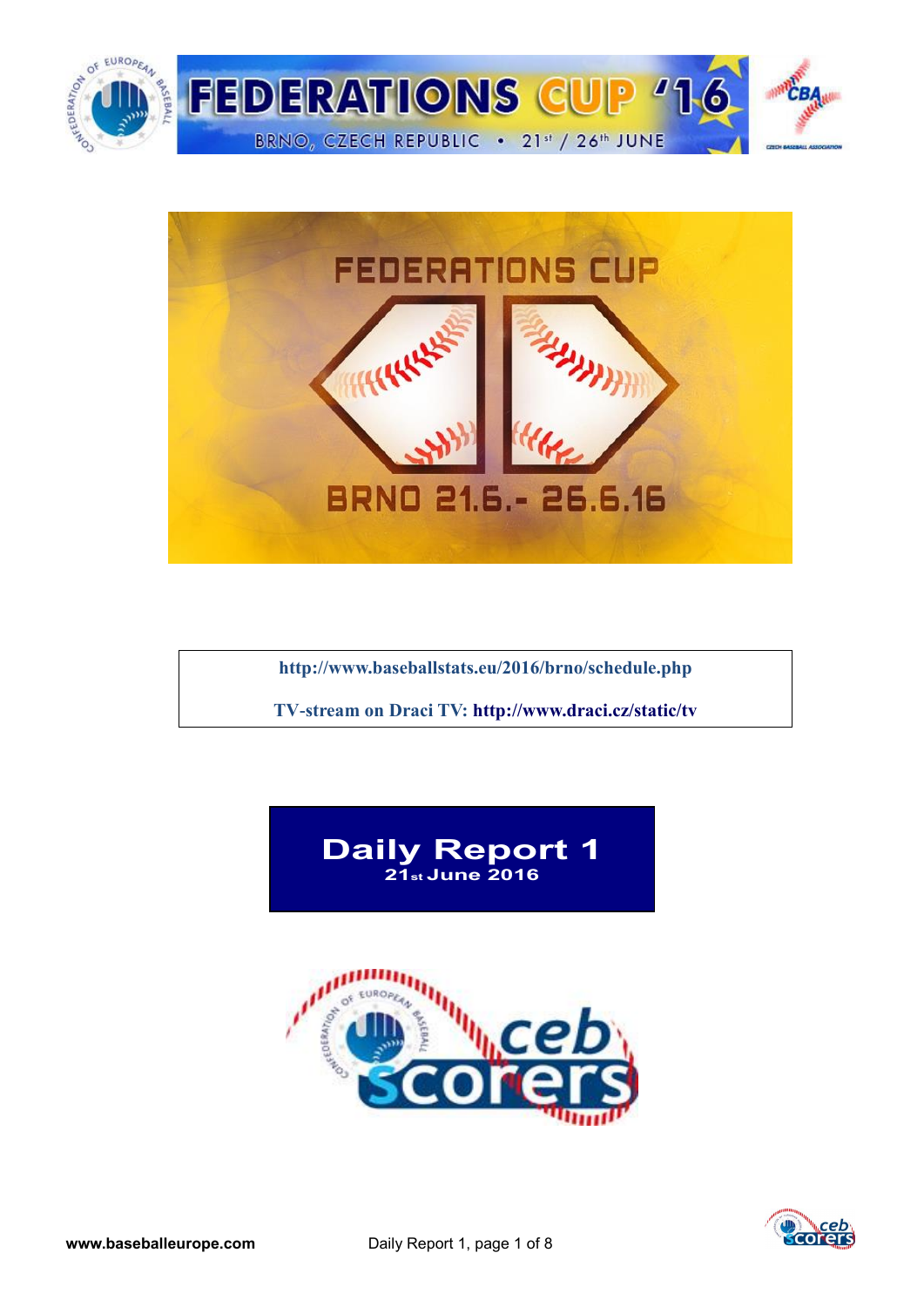# FEDERATIONS CUP '16

BRNO, CZECH REPUBLIC • 21st / 26th JUNE

FEDERATIONS CUP

BRNO 21.6.- 26.6.16

**http://www.baseballstats.eu/2016/brno/schedule.php**

**TV-stream on Draci TV: http://www.draci.cz/static/tv**

## Daily Report 1

**21st June 2016**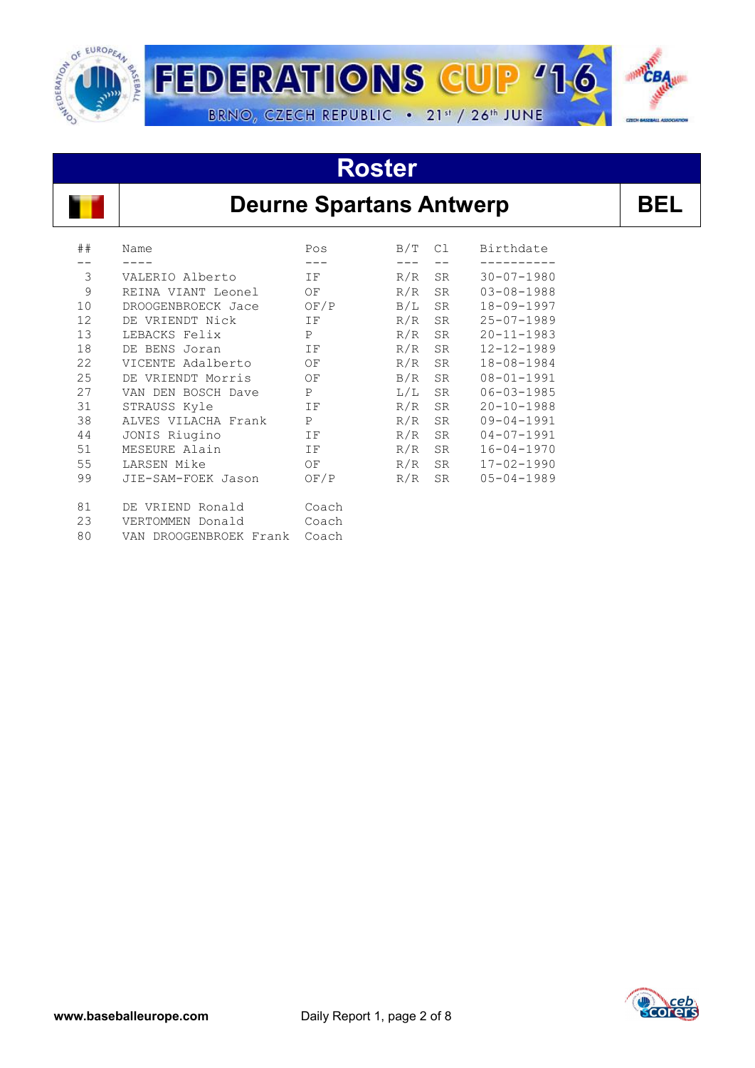# FEDERATIONS CUP '16

BRNO, CZECH REPUBLIC • 21st / 26th JUNE

## Roster

## Deurne Spartans Antwerp — BEL

| ## | Name | Pos | B/T | Cl | Birthdate |
|---|---|---|---|---|---|
| 3 | VALERIO Alberto | IF | R/R | SR | 30-07-1980 |
| 9 | REINA VIANT Leonel | OF | R/R | SR | 03-08-1988 |
| 10 | DROOGENBROECK Jace | OF/P | B/L | SR | 18-09-1997 |
| 12 | DE VRIENDT Nick | IF | R/R | SR | 25-07-1989 |
| 13 | LEBACKS Felix | P | R/R | SR | 20-11-1983 |
| 18 | DE BENS Joran | IF | R/R | SR | 12-12-1989 |
| 22 | VICENTE Adalberto | OF | R/R | SR | 18-08-1984 |
| 25 | DE VRIENDT Morris | OF | B/R | SR | 08-01-1991 |
| 27 | VAN DEN BOSCH Dave | P | L/L | SR | 06-03-1985 |
| 31 | STRAUSS Kyle | IF | R/R | SR | 20-10-1988 |
| 38 | ALVES VILACHA Frank | P | R/R | SR | 09-04-1991 |
| 44 | JONIS Riugino | IF | R/R | SR | 04-07-1991 |
| 51 | MESEURE Alain | IF | R/R | SR | 16-04-1970 |
| 55 | LARSEN Mike | OF | R/R | SR | 17-02-1990 |
| 99 | JIE-SAM-FOEK Jason | OF/P | R/R | SR | 05-04-1989 |
| 81 | DE VRIEND Ronald | Coach | | | |
| 23 | VERTOMMEN Donald | Coach | | | |
| 80 | VAN DROOGENBROEK Frank | Coach | | | |

www.baseballeurope.com

Daily Report 1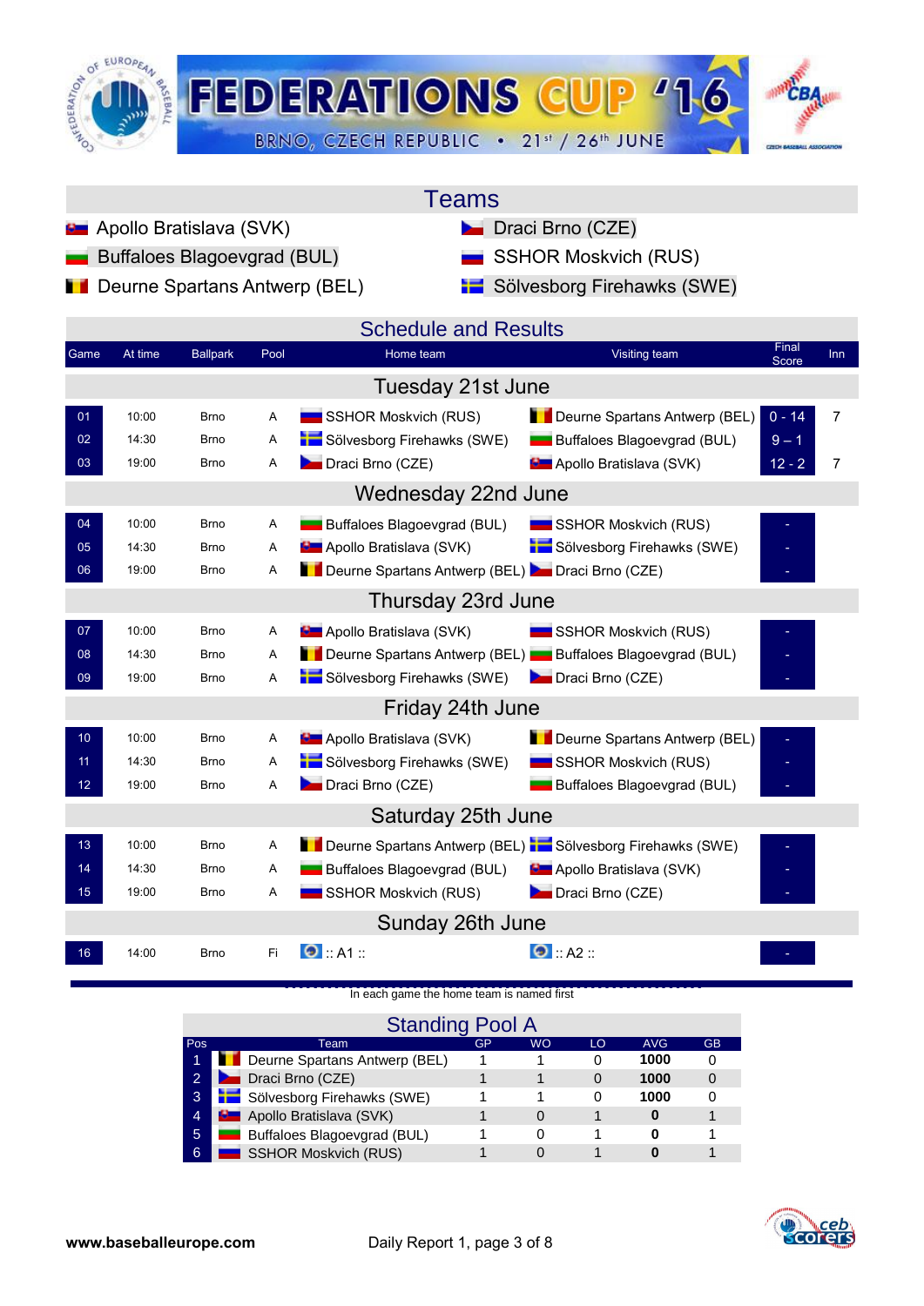# FEDERATIONS CUP '16

BRNO, CZECH REPUBLIC • 21st / 26th JUNE

## Teams

- Apollo Bratislava (SVK)
- Buffaloes Blagoevgrad (BUL)
- Deurne Spartans Antwerp (BEL)
- Draci Brno (CZE)
- SSHOR Moskvich (RUS)
- Sölvesborg Firehawks (SWE)

## Schedule and Results

| Game | At time | Ballpark | Pool | Home team | Visiting team | Final Score | Inn |
|---|---|---|---|---|---|---|---|
| **Tuesday 21st June** | | | | | | | |
| 01 | 10:00 | Brno | A | SSHOR Moskvich (RUS) | Deurne Spartans Antwerp (BEL) | 0 - 14 | 7 |
| 02 | 14:30 | Brno | A | Sölvesborg Firehawks (SWE) | Buffaloes Blagoevgrad (BUL) | 9 – 1 | |
| 03 | 19:00 | Brno | A | Draci Brno (CZE) | Apollo Bratislava (SVK) | 12 - 2 | 7 |
| **Wednesday 22nd June** | | | | | | | |
| 04 | 10:00 | Brno | A | Buffaloes Blagoevgrad (BUL) | SSHOR Moskvich (RUS) | - | |
| 05 | 14:30 | Brno | A | Apollo Bratislava (SVK) | Sölvesborg Firehawks (SWE) | - | |
| 06 | 19:00 | Brno | A | Deurne Spartans Antwerp (BEL) | Draci Brno (CZE) | - | |
| **Thursday 23rd June** | | | | | | | |
| 07 | 10:00 | Brno | A | Apollo Bratislava (SVK) | SSHOR Moskvich (RUS) | - | |
| 08 | 14:30 | Brno | A | Deurne Spartans Antwerp (BEL) | Buffaloes Blagoevgrad (BUL) | - | |
| 09 | 19:00 | Brno | A | Sölvesborg Firehawks (SWE) | Draci Brno (CZE) | - | |
| **Friday 24th June** | | | | | | | |
| 10 | 10:00 | Brno | A | Apollo Bratislava (SVK) | Deurne Spartans Antwerp (BEL) | - | |
| 11 | 14:30 | Brno | A | Sölvesborg Firehawks (SWE) | SSHOR Moskvich (RUS) | - | |
| 12 | 19:00 | Brno | A | Draci Brno (CZE) | Buffaloes Blagoevgrad (BUL) | - | |
| **Saturday 25th June** | | | | | | | |
| 13 | 10:00 | Brno | A | Deurne Spartans Antwerp (BEL) | Sölvesborg Firehawks (SWE) | - | |
| 14 | 14:30 | Brno | A | Buffaloes Blagoevgrad (BUL) | Apollo Bratislava (SVK) | - | |
| 15 | 19:00 | Brno | A | SSHOR Moskvich (RUS) | Draci Brno (CZE) | - | |
| **Sunday 26th June** | | | | | | | |
| 16 | 14:00 | Brno | Fi | :: A1 :: | :: A2 :: | - | |

In each game the home team is named first

## Standing Pool A

| Pos | Team | GP | WO | LO | AVG | GB |
|---|---|---|---|---|---|---|
| 1 | Deurne Spartans Antwerp (BEL) | 1 | 1 | 0 | **1000** | 0 |
| 2 | Draci Brno (CZE) | 1 | 1 | 0 | **1000** | 0 |
| 3 | Sölvesborg Firehawks (SWE) | 1 | 1 | 0 | **1000** | 0 |
| 4 | Apollo Bratislava (SVK) | 1 | 0 | 1 | **0** | 1 |
| 5 | Buffaloes Blagoevgrad (BUL) | 1 | 0 | 1 | **0** | 1 |
| 6 | SSHOR Moskvich (RUS) | 1 | 0 | 1 | **0** | 1 |

**www.baseballeurope.com**

Daily Report 1, page 3 of 8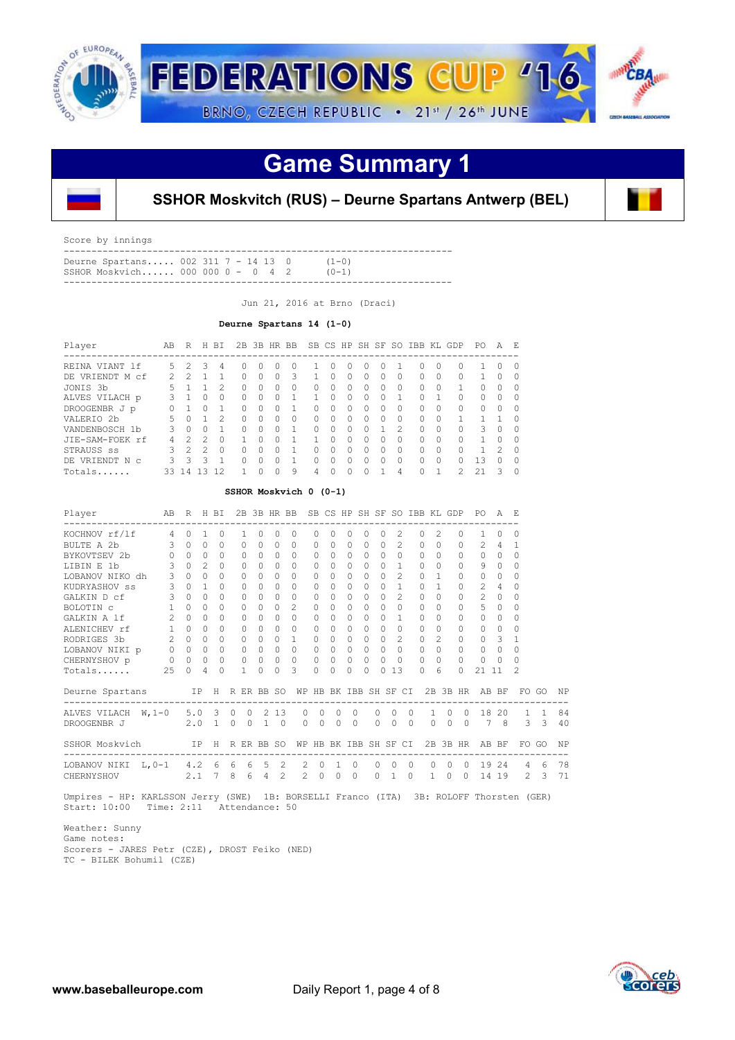# Game Summary 1

## SSHOR Moskvitch (RUS) – Deurne Spartans Antwerp (BEL)

Score by innings

```
--------------------------------------------------------------------
Deurne Spartans..... 002 311 7 - 14 13  0     (1-0)
SSHOR Moskvich...... 000 000 0 -  0  4  2     (0-1)
--------------------------------------------------------------------
```

Jun 21, 2016 at Brno (Draci)

**Deurne Spartans 14 (1-0)**

| Player | AB | R | H | BI | 2B | 3B | HR | BB | SB | CS | HP | SH | SF | SO | IBB | KL | GDP | PO | A | E |
|---|---|---|---|---|---|---|---|---|---|---|---|---|---|---|---|---|---|---|---|---|
| REINA VIANT lf | 5 | 2 | 3 | 4 | 0 | 0 | 0 | 0 | 1 | 0 | 0 | 0 | 0 | 1 | 0 | 0 | 0 | 1 | 0 | 0 |
| DE VRIENDT M cf | 2 | 2 | 1 | 1 | 0 | 0 | 0 | 3 | 1 | 0 | 0 | 0 | 0 | 0 | 0 | 0 | 0 | 1 | 0 | 0 |
| JONIS 3b | 5 | 1 | 1 | 2 | 0 | 0 | 0 | 0 | 0 | 0 | 0 | 0 | 0 | 0 | 0 | 0 | 1 | 0 | 0 | 0 |
| ALVES VILACH p | 3 | 1 | 0 | 0 | 0 | 0 | 0 | 1 | 1 | 0 | 0 | 0 | 0 | 1 | 0 | 1 | 0 | 0 | 0 | 0 |
| DROOGENBR J p | 0 | 1 | 0 | 1 | 0 | 0 | 0 | 1 | 0 | 0 | 0 | 0 | 0 | 0 | 0 | 0 | 0 | 0 | 0 | 0 |
| VALERIO 2b | 5 | 0 | 1 | 2 | 0 | 0 | 0 | 0 | 0 | 0 | 0 | 0 | 0 | 0 | 0 | 0 | 1 | 1 | 1 | 0 |
| VANDENBOSCH 1b | 3 | 0 | 0 | 1 | 0 | 0 | 0 | 1 | 0 | 0 | 0 | 0 | 1 | 2 | 0 | 0 | 0 | 3 | 0 | 0 |
| JIE-SAM-FOEK rf | 4 | 2 | 2 | 0 | 1 | 0 | 0 | 1 | 1 | 0 | 0 | 0 | 0 | 0 | 0 | 0 | 0 | 1 | 0 | 0 |
| STRAUSS ss | 3 | 2 | 2 | 0 | 0 | 0 | 0 | 1 | 0 | 0 | 0 | 0 | 0 | 0 | 0 | 0 | 0 | 1 | 2 | 0 |
| DE VRIENDT N c | 3 | 3 | 3 | 1 | 0 | 0 | 0 | 1 | 0 | 0 | 0 | 0 | 0 | 0 | 0 | 0 | 0 | 13 | 0 | 0 |
| Totals...... | 33 | 14 | 13 | 12 | 1 | 0 | 0 | 9 | 4 | 0 | 0 | 0 | 1 | 4 | 0 | 1 | 2 | 21 | 3 | 0 |

**SSHOR Moskvich 0 (0-1)**

| Player | AB | R | H | BI | 2B | 3B | HR | BB | SB | CS | HP | SH | SF | SO | IBB | KL | GDP | PO | A | E |
|---|---|---|---|---|---|---|---|---|---|---|---|---|---|---|---|---|---|---|---|---|
| KOCHNOV rf/lf | 4 | 0 | 1 | 0 | 1 | 0 | 0 | 0 | 0 | 0 | 0 | 0 | 0 | 2 | 0 | 2 | 0 | 1 | 0 | 0 |
| BULTE A 2b | 3 | 0 | 0 | 0 | 0 | 0 | 0 | 0 | 0 | 0 | 0 | 0 | 0 | 2 | 0 | 0 | 0 | 2 | 4 | 1 |
| BYKOVTSEV 2b | 0 | 0 | 0 | 0 | 0 | 0 | 0 | 0 | 0 | 0 | 0 | 0 | 0 | 0 | 0 | 0 | 0 | 0 | 0 | 0 |
| LIBIN E 1b | 3 | 0 | 2 | 0 | 0 | 0 | 0 | 0 | 0 | 0 | 0 | 0 | 0 | 1 | 0 | 0 | 0 | 9 | 0 | 0 |
| LOBANOV NIKO dh | 3 | 0 | 0 | 0 | 0 | 0 | 0 | 0 | 0 | 0 | 0 | 0 | 0 | 2 | 0 | 1 | 0 | 0 | 0 | 0 |
| KUDRYASHOV ss | 3 | 0 | 1 | 0 | 0 | 0 | 0 | 0 | 0 | 0 | 0 | 0 | 0 | 1 | 0 | 1 | 0 | 2 | 4 | 0 |
| GALKIN D cf | 3 | 0 | 0 | 0 | 0 | 0 | 0 | 0 | 0 | 0 | 0 | 0 | 0 | 2 | 0 | 0 | 0 | 2 | 0 | 0 |
| BOLOTIN c | 1 | 0 | 0 | 0 | 0 | 0 | 0 | 2 | 0 | 0 | 0 | 0 | 0 | 0 | 0 | 0 | 0 | 5 | 0 | 0 |
| GALKIN A lf | 2 | 0 | 0 | 0 | 0 | 0 | 0 | 0 | 0 | 0 | 0 | 0 | 0 | 1 | 0 | 0 | 0 | 0 | 0 | 0 |
| ALENICHEV rf | 1 | 0 | 0 | 0 | 0 | 0 | 0 | 0 | 0 | 0 | 0 | 0 | 0 | 0 | 0 | 0 | 0 | 0 | 0 | 0 |
| RODRIGES 3b | 2 | 0 | 0 | 0 | 0 | 0 | 0 | 1 | 0 | 0 | 0 | 0 | 0 | 2 | 0 | 2 | 0 | 0 | 3 | 1 |
| LOBANOV NIKI p | 0 | 0 | 0 | 0 | 0 | 0 | 0 | 0 | 0 | 0 | 0 | 0 | 0 | 0 | 0 | 0 | 0 | 0 | 0 | 0 |
| CHERNYSHOV p | 0 | 0 | 0 | 0 | 0 | 0 | 0 | 0 | 0 | 0 | 0 | 0 | 0 | 0 | 0 | 0 | 0 | 0 | 0 | 0 |
| Totals...... | 25 | 0 | 4 | 0 | 1 | 0 | 0 | 3 | 0 | 0 | 0 | 0 | 0 | 13 | 0 | 6 | 0 | 21 | 11 | 2 |

| Deurne Spartans | | IP | H | R | ER | BB | SO | WP | HB | BK | IBB | SH | SF | CI | 2B | 3B | HR | AB | BF | FO | GO | NP |
|---|---|---|---|---|---|---|---|---|---|---|---|---|---|---|---|---|---|---|---|---|---|---|
| ALVES VILACH | W,1-0 | 5.0 | 3 | 0 | 0 | 2 | 13 | 0 | 0 | 0 | 0 | 0 | 0 | 0 | 1 | 0 | 0 | 18 | 20 | 1 | 1 | 84 |
| DROOGENBR J | | 2.0 | 1 | 0 | 0 | 1 | 0 | 0 | 0 | 0 | 0 | 0 | 0 | 0 | 0 | 0 | 0 | 7 | 8 | 3 | 3 | 40 |

| SSHOR Moskvich | | IP | H | R | ER | BB | SO | WP | HB | BK | IBB | SH | SF | CI | 2B | 3B | HR | AB | BF | FO | GO | NP |
|---|---|---|---|---|---|---|---|---|---|---|---|---|---|---|---|---|---|---|---|---|---|---|
| LOBANOV NIKI | L,0-1 | 4.2 | 6 | 6 | 6 | 5 | 2 | 2 | 0 | 1 | 0 | 0 | 0 | 0 | 0 | 0 | 0 | 19 | 24 | 4 | 6 | 78 |
| CHERNYSHOV | | 2.1 | 7 | 8 | 6 | 4 | 2 | 2 | 0 | 0 | 0 | 0 | 1 | 0 | 1 | 0 | 0 | 14 | 19 | 2 | 3 | 71 |

Umpires - HP: KARLSSON Jerry (SWE) 1B: BORSELLI Franco (ITA) 3B: ROLOFF Thorsten (GER)
Start: 10:00 Time: 2:11 Attendance: 50

Weather: Sunny
Game notes:
Scorers - JARES Petr (CZE), DROST Feiko (NED)
TC - BILEK Bohumil (CZE)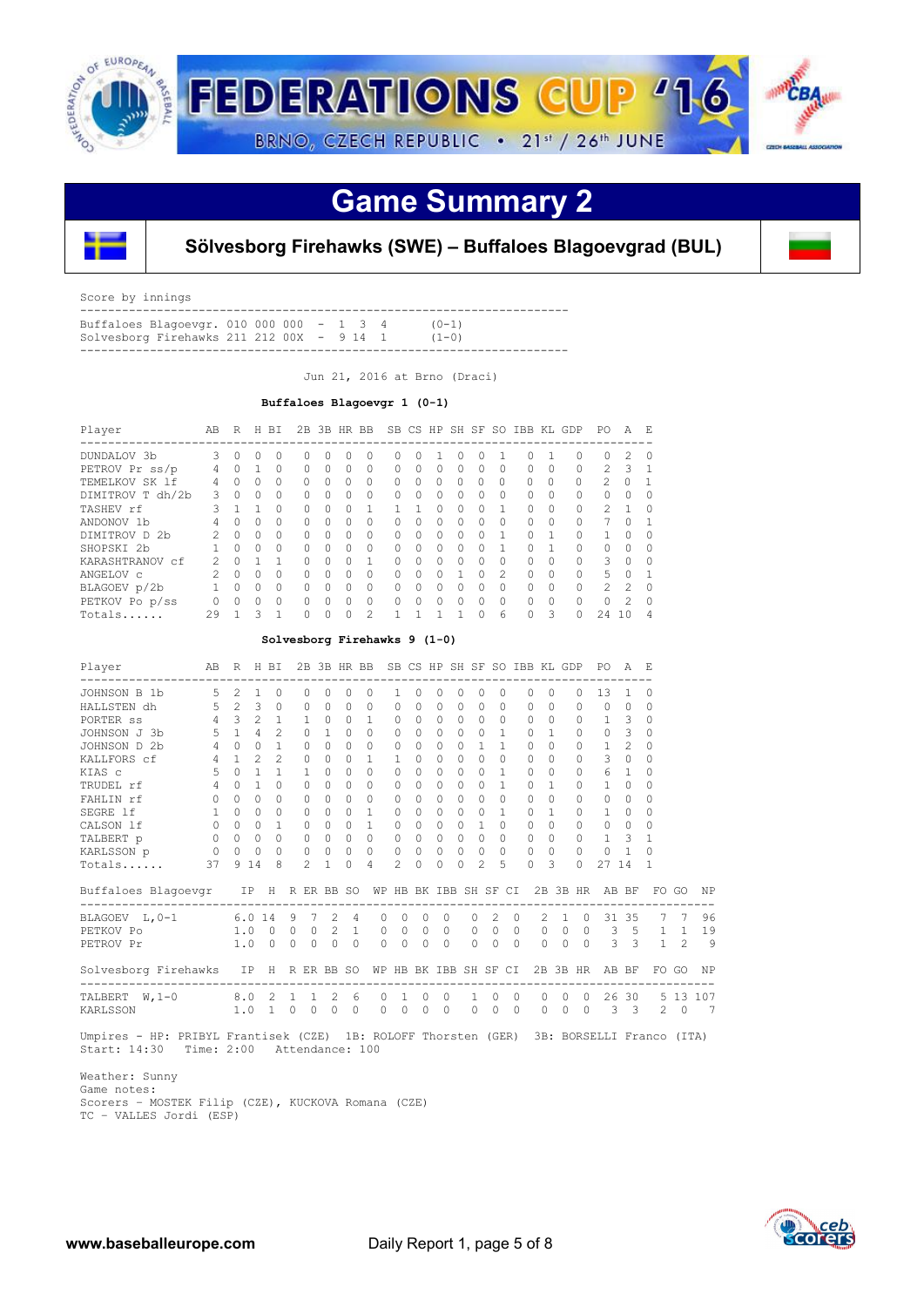# FEDERATIONS CUP '16

BRNO, CZECH REPUBLIC • 21st / 26th JUNE

## Game Summary 2

### Sölvesborg Firehawks (SWE) – Buffaloes Blagoevgrad (BUL)

Score by innings

| Team | Innings | | R | H | E | Record |
|---|---|---|---|---|---|---|
| Buffaloes Blagoevgr. | 010 000 000 | - | 1 | 3 | 4 | (0-1) |
| Solvesborg Firehawks | 211 212 00X | - | 9 | 14 | 1 | (1-0) |

Jun 21, 2016 at Brno (Draci)

**Buffaloes Blagoevgr 1 (0-1)**

| Player | AB | R | H | BI | 2B | 3B | HR | BB | SB | CS | HP | SH | SF | SO | IBB | KL | GDP | PO | A | E |
|---|---|---|---|---|---|---|---|---|---|---|---|---|---|---|---|---|---|---|---|---|
| DUNDALOV 3b | 3 | 0 | 0 | 0 | 0 | 0 | 0 | 0 | 0 | 0 | 1 | 0 | 0 | 1 | 0 | 1 | 0 | 0 | 2 | 0 |
| PETROV Pr ss/p | 4 | 0 | 1 | 0 | 0 | 0 | 0 | 0 | 0 | 0 | 0 | 0 | 0 | 0 | 0 | 0 | 0 | 2 | 3 | 1 |
| TEMELKOV SK lf | 4 | 0 | 0 | 0 | 0 | 0 | 0 | 0 | 0 | 0 | 0 | 0 | 0 | 0 | 0 | 0 | 0 | 2 | 0 | 1 |
| DIMITROV T dh/2b | 3 | 0 | 0 | 0 | 0 | 0 | 0 | 0 | 0 | 0 | 0 | 0 | 0 | 0 | 0 | 0 | 0 | 0 | 0 | 0 |
| TASHEV rf | 3 | 1 | 1 | 0 | 0 | 0 | 0 | 1 | 1 | 1 | 0 | 0 | 0 | 1 | 0 | 0 | 0 | 2 | 1 | 0 |
| ANDONOV 1b | 4 | 0 | 0 | 0 | 0 | 0 | 0 | 0 | 0 | 0 | 0 | 0 | 0 | 0 | 0 | 0 | 0 | 7 | 0 | 1 |
| DIMITROV D 2b | 2 | 0 | 0 | 0 | 0 | 0 | 0 | 0 | 0 | 0 | 0 | 0 | 0 | 1 | 0 | 1 | 0 | 1 | 0 | 0 |
| SHOPSKI 2b | 1 | 0 | 0 | 0 | 0 | 0 | 0 | 0 | 0 | 0 | 0 | 0 | 0 | 1 | 0 | 1 | 0 | 0 | 0 | 0 |
| KARASHTRANOV cf | 2 | 0 | 1 | 1 | 0 | 0 | 0 | 1 | 0 | 0 | 0 | 0 | 0 | 0 | 0 | 0 | 0 | 3 | 0 | 0 |
| ANGELOV c | 2 | 0 | 0 | 0 | 0 | 0 | 0 | 0 | 0 | 0 | 0 | 1 | 0 | 2 | 0 | 0 | 0 | 5 | 0 | 1 |
| BLAGOEV p/2b | 1 | 0 | 0 | 0 | 0 | 0 | 0 | 0 | 0 | 0 | 0 | 0 | 0 | 0 | 0 | 0 | 0 | 2 | 2 | 0 |
| PETKOV Po p/ss | 0 | 0 | 0 | 0 | 0 | 0 | 0 | 0 | 0 | 0 | 0 | 0 | 0 | 0 | 0 | 0 | 0 | 0 | 2 | 0 |
| Totals...... | 29 | 1 | 3 | 1 | 0 | 0 | 0 | 2 | 1 | 1 | 1 | 1 | 0 | 6 | 0 | 3 | 0 | 24 | 10 | 4 |

**Solvesborg Firehawks 9 (1-0)**

| Player | AB | R | H | BI | 2B | 3B | HR | BB | SB | CS | HP | SH | SF | SO | IBB | KL | GDP | PO | A | E |
|---|---|---|---|---|---|---|---|---|---|---|---|---|---|---|---|---|---|---|---|---|
| JOHNSON B 1b | 5 | 2 | 1 | 0 | 0 | 0 | 0 | 0 | 1 | 0 | 0 | 0 | 0 | 0 | 0 | 0 | 0 | 13 | 1 | 0 |
| HALLSTEN dh | 5 | 2 | 3 | 0 | 0 | 0 | 0 | 0 | 0 | 0 | 0 | 0 | 0 | 0 | 0 | 0 | 0 | 0 | 0 | 0 |
| PORTER ss | 4 | 3 | 2 | 1 | 1 | 0 | 0 | 1 | 0 | 0 | 0 | 0 | 0 | 0 | 0 | 0 | 0 | 1 | 3 | 0 |
| JOHNSON J 3b | 5 | 1 | 4 | 2 | 0 | 1 | 0 | 0 | 0 | 0 | 0 | 0 | 0 | 1 | 0 | 1 | 0 | 0 | 3 | 0 |
| JOHNSON D 2b | 4 | 0 | 0 | 1 | 0 | 0 | 0 | 0 | 0 | 0 | 0 | 0 | 1 | 1 | 0 | 0 | 0 | 1 | 2 | 0 |
| KALLFORS cf | 4 | 1 | 2 | 2 | 0 | 0 | 0 | 1 | 1 | 0 | 0 | 0 | 0 | 0 | 0 | 0 | 0 | 3 | 0 | 0 |
| KIAS c | 5 | 0 | 1 | 1 | 1 | 0 | 0 | 0 | 0 | 0 | 0 | 0 | 0 | 1 | 0 | 0 | 0 | 6 | 1 | 0 |
| TRUDEL rf | 4 | 0 | 1 | 0 | 0 | 0 | 0 | 0 | 0 | 0 | 0 | 0 | 0 | 1 | 0 | 1 | 0 | 1 | 0 | 0 |
| FAHLIN rf | 0 | 0 | 0 | 0 | 0 | 0 | 0 | 0 | 0 | 0 | 0 | 0 | 0 | 0 | 0 | 0 | 0 | 0 | 0 | 0 |
| SEGRE lf | 1 | 0 | 0 | 0 | 0 | 0 | 0 | 1 | 0 | 0 | 0 | 0 | 0 | 1 | 0 | 1 | 0 | 1 | 0 | 0 |
| CALSON lf | 0 | 0 | 0 | 1 | 0 | 0 | 0 | 1 | 0 | 0 | 0 | 0 | 1 | 0 | 0 | 0 | 0 | 0 | 0 | 0 |
| TALBERT p | 0 | 0 | 0 | 0 | 0 | 0 | 0 | 0 | 0 | 0 | 0 | 0 | 0 | 0 | 0 | 0 | 0 | 1 | 3 | 1 |
| KARLSSON p | 0 | 0 | 0 | 0 | 0 | 0 | 0 | 0 | 0 | 0 | 0 | 0 | 0 | 0 | 0 | 0 | 0 | 0 | 1 | 0 |
| Totals...... | 37 | 9 | 14 | 8 | 2 | 1 | 0 | 4 | 2 | 0 | 0 | 0 | 2 | 5 | 0 | 3 | 0 | 27 | 14 | 1 |

| Buffaloes Blagoevgr | IP | H | R | ER | BB | SO | WP | HB | BK | IBB | SH | SF | CI | 2B | 3B | HR | AB | BF | FO | GO | NP |
|---|---|---|---|---|---|---|---|---|---|---|---|---|---|---|---|---|---|---|---|---|---|
| BLAGOEV L,0-1 | 6.0 | 14 | 9 | 7 | 2 | 4 | 0 | 0 | 0 | 0 | 0 | 2 | 0 | 2 | 1 | 0 | 31 | 35 | 7 | 7 | 96 |
| PETKOV Po | 1.0 | 0 | 0 | 0 | 2 | 1 | 0 | 0 | 0 | 0 | 0 | 0 | 0 | 0 | 0 | 0 | 3 | 5 | 1 | 1 | 19 |
| PETROV Pr | 1.0 | 0 | 0 | 0 | 0 | 0 | 0 | 0 | 0 | 0 | 0 | 0 | 0 | 0 | 0 | 0 | 3 | 3 | 1 | 2 | 9 |

| Solvesborg Firehawks | IP | H | R | ER | BB | SO | WP | HB | BK | IBB | SH | SF | CI | 2B | 3B | HR | AB | BF | FO | GO | NP |
|---|---|---|---|---|---|---|---|---|---|---|---|---|---|---|---|---|---|---|---|---|---|
| TALBERT W,1-0 | 8.0 | 2 | 1 | 1 | 2 | 6 | 0 | 1 | 0 | 0 | 1 | 0 | 0 | 0 | 0 | 0 | 26 | 30 | 5 | 13 | 107 |
| KARLSSON | 1.0 | 1 | 0 | 0 | 0 | 0 | 0 | 0 | 0 | 0 | 0 | 0 | 0 | 0 | 0 | 0 | 3 | 3 | 2 | 0 | 7 |

Umpires - HP: PRIBYL Frantisek (CZE) 1B: ROLOFF Thorsten (GER) 3B: BORSELLI Franco (ITA)
Start: 14:30 Time: 2:00 Attendance: 100

Weather: Sunny
Game notes:
Scorers - MOSTEK Filip (CZE), KUCKOVA Romana (CZE)
TC - VALLES Jordi (ESP)

www.baseballeurope.com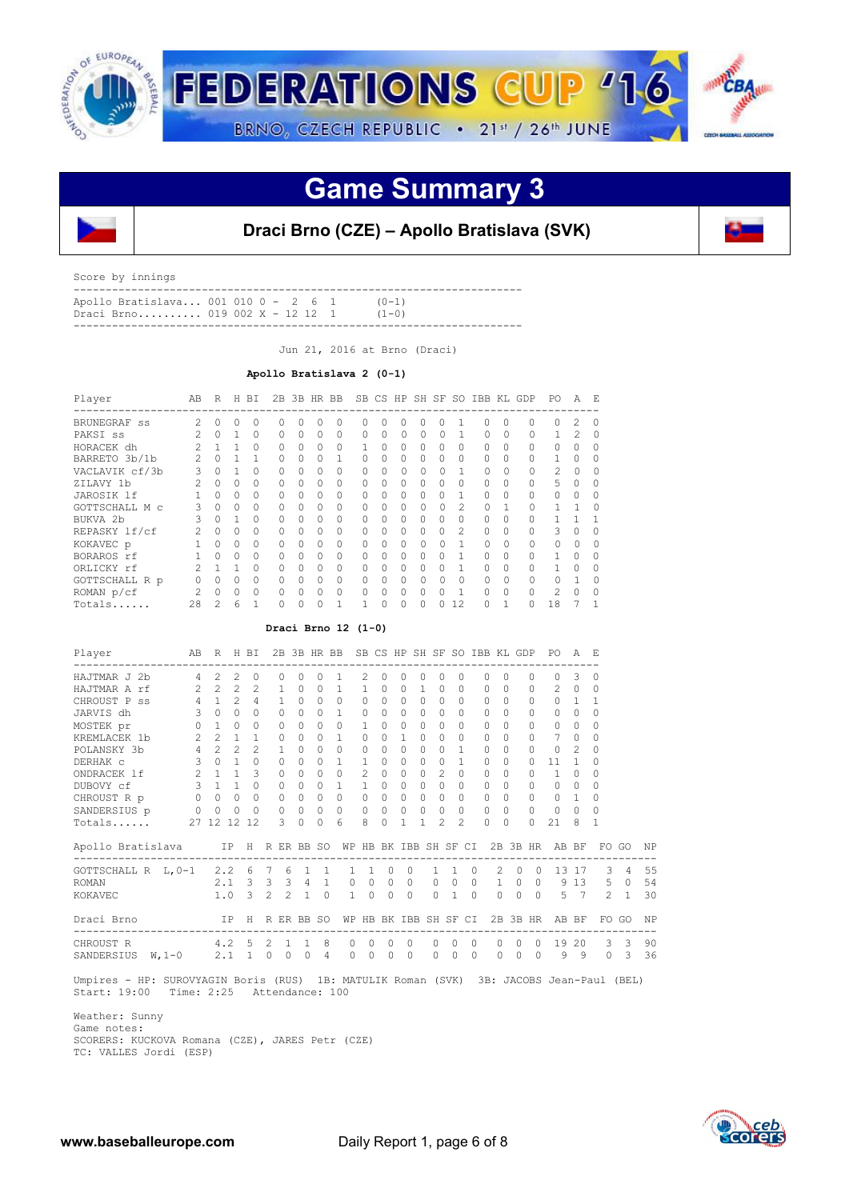# FEDERATIONS CUP '16

BRNO, CZECH REPUBLIC • 21st / 26th JUNE

## Game Summary 3

### Draci Brno (CZE) – Apollo Bratislava (SVK)

Score by innings

```
--------------------------------------------------------------------
Apollo Bratislava... 001 010 0 -  2  6  1      (0-1)
Draci Brno.......... 019 002 X - 12 12  1      (1-0)
--------------------------------------------------------------------
```

Jun 21, 2016 at Brno (Draci)

**Apollo Bratislava 2 (0-1)**

| Player | AB | R | H | BI | 2B | 3B | HR | BB | SB | CS | HP | SH | SF | SO | IBB | KL | GDP | PO | A | E |
|---|---|---|---|---|---|---|---|---|---|---|---|---|---|---|---|---|---|---|---|---|
| BRUNEGRAF ss | 2 | 0 | 0 | 0 | 0 | 0 | 0 | 0 | 0 | 0 | 0 | 0 | 0 | 1 | 0 | 0 | 0 | 0 | 2 | 0 |
| PAKSI ss | 2 | 0 | 1 | 0 | 0 | 0 | 0 | 0 | 0 | 0 | 0 | 0 | 0 | 1 | 0 | 0 | 0 | 1 | 2 | 0 |
| HORACEK dh | 2 | 1 | 1 | 0 | 0 | 0 | 0 | 0 | 1 | 0 | 0 | 0 | 0 | 0 | 0 | 0 | 0 | 0 | 0 | 0 |
| BARRETO 3b/1b | 2 | 0 | 1 | 1 | 0 | 0 | 0 | 1 | 0 | 0 | 0 | 0 | 0 | 0 | 0 | 0 | 0 | 1 | 0 | 0 |
| VACLAVIK cf/3b | 3 | 0 | 1 | 0 | 0 | 0 | 0 | 0 | 0 | 0 | 0 | 0 | 0 | 1 | 0 | 0 | 0 | 2 | 0 | 0 |
| ZILAVY 1b | 2 | 0 | 0 | 0 | 0 | 0 | 0 | 0 | 0 | 0 | 0 | 0 | 0 | 0 | 0 | 0 | 0 | 5 | 0 | 0 |
| JAROSIK lf | 1 | 0 | 0 | 0 | 0 | 0 | 0 | 0 | 0 | 0 | 0 | 0 | 0 | 1 | 0 | 0 | 0 | 0 | 0 | 0 |
| GOTTSCHALL M c | 3 | 0 | 0 | 0 | 0 | 0 | 0 | 0 | 0 | 0 | 0 | 0 | 0 | 2 | 0 | 1 | 0 | 1 | 1 | 0 |
| BUKVA 2b | 3 | 0 | 1 | 0 | 0 | 0 | 0 | 0 | 0 | 0 | 0 | 0 | 0 | 0 | 0 | 0 | 0 | 1 | 1 | 1 |
| REPASKY lf/cf | 2 | 0 | 0 | 0 | 0 | 0 | 0 | 0 | 0 | 0 | 0 | 0 | 0 | 2 | 0 | 0 | 0 | 3 | 0 | 0 |
| KOKAVEC p | 1 | 0 | 0 | 0 | 0 | 0 | 0 | 0 | 0 | 0 | 0 | 0 | 0 | 1 | 0 | 0 | 0 | 0 | 0 | 0 |
| BORAROS rf | 1 | 0 | 0 | 0 | 0 | 0 | 0 | 0 | 0 | 0 | 0 | 0 | 0 | 1 | 0 | 0 | 0 | 1 | 0 | 0 |
| ORLICKY rf | 2 | 1 | 1 | 0 | 0 | 0 | 0 | 0 | 0 | 0 | 0 | 0 | 0 | 1 | 0 | 0 | 0 | 1 | 0 | 0 |
| GOTTSCHALL R p | 0 | 0 | 0 | 0 | 0 | 0 | 0 | 0 | 0 | 0 | 0 | 0 | 0 | 0 | 0 | 0 | 0 | 0 | 1 | 0 |
| ROMAN p/cf | 2 | 0 | 0 | 0 | 0 | 0 | 0 | 0 | 0 | 0 | 0 | 0 | 0 | 1 | 0 | 0 | 0 | 2 | 0 | 0 |
| Totals...... | 28 | 2 | 6 | 1 | 0 | 0 | 0 | 1 | 1 | 0 | 0 | 0 | 0 | 12 | 0 | 1 | 0 | 18 | 7 | 1 |

**Draci Brno 12 (1-0)**

| Player | AB | R | H | BI | 2B | 3B | HR | BB | SB | CS | HP | SH | SF | SO | IBB | KL | GDP | PO | A | E |
|---|---|---|---|---|---|---|---|---|---|---|---|---|---|---|---|---|---|---|---|---|
| HAJTMAR J 2b | 4 | 2 | 2 | 0 | 0 | 0 | 0 | 1 | 2 | 0 | 0 | 0 | 0 | 0 | 0 | 0 | 0 | 0 | 3 | 0 |
| HAJTMAR A rf | 2 | 2 | 2 | 2 | 1 | 0 | 0 | 1 | 1 | 0 | 0 | 1 | 0 | 0 | 0 | 0 | 0 | 2 | 0 | 0 |
| CHROUST P ss | 4 | 1 | 2 | 4 | 1 | 0 | 0 | 0 | 0 | 0 | 0 | 0 | 0 | 0 | 0 | 0 | 0 | 0 | 1 | 1 |
| JARVIS dh | 3 | 0 | 0 | 0 | 0 | 0 | 0 | 1 | 0 | 0 | 0 | 0 | 0 | 0 | 0 | 0 | 0 | 0 | 0 | 0 |
| MOSTEK pr | 0 | 1 | 0 | 0 | 0 | 0 | 0 | 0 | 1 | 0 | 0 | 0 | 0 | 0 | 0 | 0 | 0 | 0 | 0 | 0 |
| KREMLACEK 1b | 2 | 2 | 1 | 1 | 0 | 0 | 0 | 1 | 0 | 0 | 1 | 0 | 0 | 0 | 0 | 0 | 0 | 7 | 0 | 0 |
| POLANSKY 3b | 4 | 2 | 2 | 2 | 1 | 0 | 0 | 0 | 0 | 0 | 0 | 0 | 0 | 1 | 0 | 0 | 0 | 0 | 2 | 0 |
| DERHAK c | 3 | 0 | 1 | 0 | 0 | 0 | 0 | 1 | 1 | 0 | 0 | 0 | 0 | 1 | 0 | 0 | 0 | 11 | 1 | 0 |
| ONDRACEK lf | 2 | 1 | 1 | 3 | 0 | 0 | 0 | 0 | 2 | 0 | 0 | 0 | 2 | 0 | 0 | 0 | 0 | 1 | 0 | 0 |
| DUBOVY cf | 3 | 1 | 1 | 0 | 0 | 0 | 0 | 1 | 1 | 0 | 0 | 0 | 0 | 0 | 0 | 0 | 0 | 0 | 0 | 0 |
| CHROUST R p | 0 | 0 | 0 | 0 | 0 | 0 | 0 | 0 | 0 | 0 | 0 | 0 | 0 | 0 | 0 | 0 | 0 | 0 | 1 | 0 |
| SANDERSIUS p | 0 | 0 | 0 | 0 | 0 | 0 | 0 | 0 | 0 | 0 | 0 | 0 | 0 | 0 | 0 | 0 | 0 | 0 | 0 | 0 |
| Totals...... | 27 | 12 | 12 | 12 | 3 | 0 | 0 | 6 | 8 | 0 | 1 | 1 | 2 | 2 | 0 | 0 | 0 | 21 | 8 | 1 |

| Apollo Bratislava | IP | H | R | ER | BB | SO | WP | HB | BK | IBB | SH | SF | CI | 2B | 3B | HR | AB | BF | FO | GO | NP |
|---|---|---|---|---|---|---|---|---|---|---|---|---|---|---|---|---|---|---|---|---|---|
| GOTTSCHALL R L,0-1 | 2.2 | 6 | 7 | 6 | 1 | 1 | 1 | 1 | 0 | 0 | 1 | 1 | 0 | 2 | 0 | 0 | 13 | 17 | 3 | 4 | 55 |
| ROMAN | 2.1 | 3 | 3 | 3 | 4 | 1 | 0 | 0 | 0 | 0 | 0 | 0 | 0 | 1 | 0 | 0 | 9 | 13 | 5 | 0 | 54 |
| KOKAVEC | 1.0 | 3 | 2 | 2 | 1 | 0 | 1 | 0 | 0 | 0 | 0 | 1 | 0 | 0 | 0 | 0 | 5 | 7 | 2 | 1 | 30 |

| Draci Brno | IP | H | R | ER | BB | SO | WP | HB | BK | IBB | SH | SF | CI | 2B | 3B | HR | AB | BF | FO | GO | NP |
|---|---|---|---|---|---|---|---|---|---|---|---|---|---|---|---|---|---|---|---|---|---|
| CHROUST R | 4.2 | 5 | 2 | 1 | 1 | 8 | 0 | 0 | 0 | 0 | 0 | 0 | 0 | 0 | 0 | 0 | 19 | 20 | 3 | 3 | 90 |
| SANDERSIUS W,1-0 | 2.1 | 1 | 0 | 0 | 0 | 4 | 0 | 0 | 0 | 0 | 0 | 0 | 0 | 0 | 0 | 0 | 9 | 9 | 0 | 3 | 36 |

Umpires - HP: SUROVYAGIN Boris (RUS) 1B: MATULIK Roman (SVK) 3B: JACOBS Jean-Paul (BEL)
Start: 19:00 Time: 2:25 Attendance: 100

Weather: Sunny
Game notes:
SCORERS: KUCKOVA Romana (CZE), JARES Petr (CZE)
TC: VALLES Jordi (ESP)

www.baseballeurope.com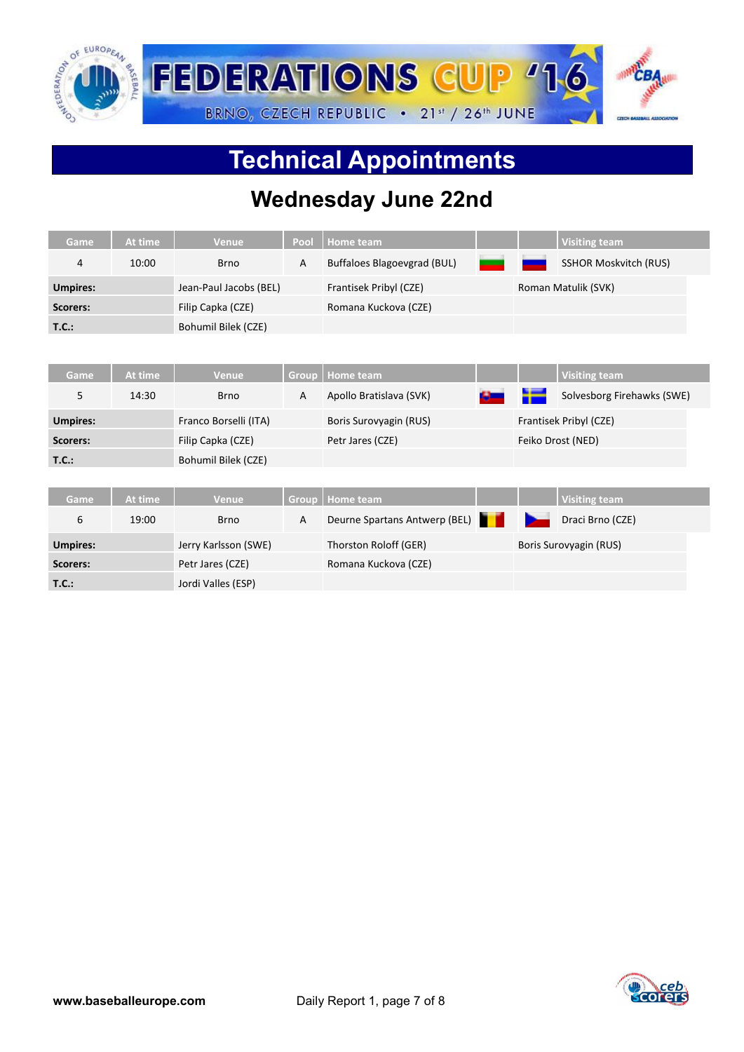# Technical Appointments

## Wednesday June 22nd

| Game | At time | Venue | Pool | Home team | | | Visiting team |
|---|---|---|---|---|---|---|---|
| 4 | 10:00 | Brno | A | Buffaloes Blagoevgrad (BUL) | | | SSHOR Moskvitch (RUS) |
| **Umpires:** | | Jean-Paul Jacobs (BEL) | | Frantisek Pribyl (CZE) | | Roman Matulik (SVK) | |
| **Scorers:** | | Filip Capka (CZE) | | Romana Kuckova (CZE) | | | |
| **T.C.:** | | Bohumil Bilek (CZE) | | | | | |

| Game | At time | Venue | Group | Home team | | | Visiting team |
|---|---|---|---|---|---|---|---|
| 5 | 14:30 | Brno | A | Apollo Bratislava (SVK) | | | Solvesborg Firehawks (SWE) |
| **Umpires:** | | Franco Borselli (ITA) | | Boris Surovyagin (RUS) | | Frantisek Pribyl (CZE) | |
| **Scorers:** | | Filip Capka (CZE) | | Petr Jares (CZE) | | Feiko Drost (NED) | |
| **T.C.:** | | Bohumil Bilek (CZE) | | | | | |

| Game | At time | Venue | Group | Home team | | | Visiting team |
|---|---|---|---|---|---|---|---|
| 6 | 19:00 | Brno | A | Deurne Spartans Antwerp (BEL) | | | Draci Brno (CZE) |
| **Umpires:** | | Jerry Karlsson (SWE) | | Thorston Roloff (GER) | | Boris Surovyagin (RUS) | |
| **Scorers:** | | Petr Jares (CZE) | | Romana Kuckova (CZE) | | | |
| **T.C.:** | | Jordi Valles (ESP) | | | | | |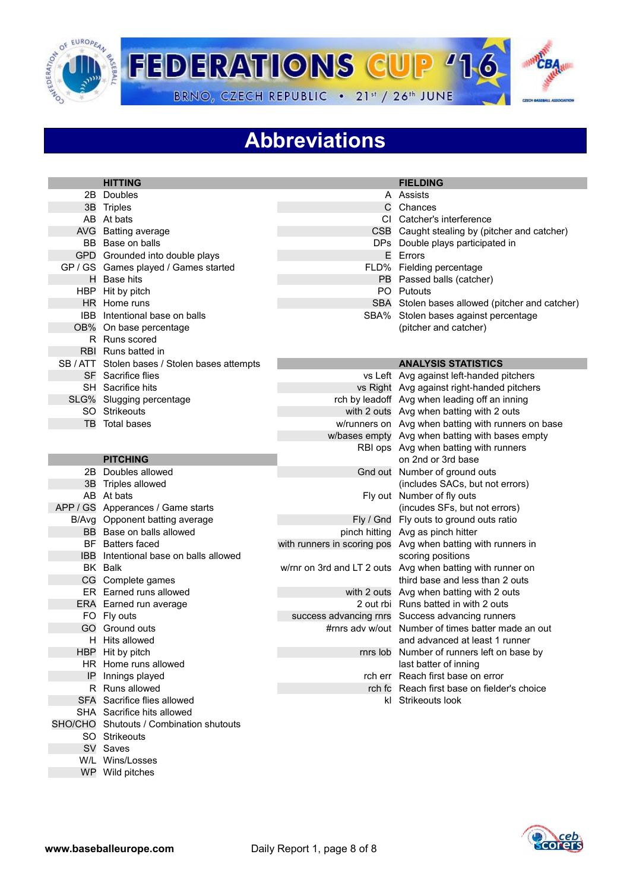# Abbreviations

## HITTING

| | |
|---|---|
| 2B | Doubles |
| 3B | Triples |
| AB | At bats |
| AVG | Batting average |
| BB | Base on balls |
| GPD | Grounded into double plays |
| GP / GS | Games played / Games started |
| H | Base hits |
| HBP | Hit by pitch |
| HR | Home runs |
| IBB | Intentional base on balls |
| OB% | On base percentage |
| R | Runs scored |
| RBI | Runs batted in |
| SB / ATT | Stolen bases / Stolen bases attempts |
| SF | Sacrifice flies |
| SH | Sacrifice hits |
| SLG% | Slugging percentage |
| SO | Strikeouts |
| TB | Total bases |

## PITCHING

| | |
|---|---|
| 2B | Doubles allowed |
| 3B | Triples allowed |
| AB | At bats |
| APP / GS | Apperances / Game starts |
| B/Avg | Opponent batting average |
| BB | Base on balls allowed |
| BF | Batters faced |
| IBB | Intentional base on balls allowed |
| BK | Balk |
| CG | Complete games |
| ER | Earned runs allowed |
| ERA | Earned run average |
| FO | Fly outs |
| GO | Ground outs |
| H | Hits allowed |
| HBP | Hit by pitch |
| HR | Home runs allowed |
| IP | Innings played |
| R | Runs allowed |
| SFA | Sacrifice flies allowed |
| SHA | Sacrifice hits allowed |
| SHO/CHO | Shutouts / Combination shutouts |
| SO | Strikeouts |
| SV | Saves |
| W/L | Wins/Losses |
| WP | Wild pitches |

## FIELDING

| | |
|---|---|
| A | Assists |
| C | Chances |
| CI | Catcher's interference |
| CSB | Caught stealing by (pitcher and catcher) |
| DPs | Double plays participated in |
| E | Errors |
| FLD% | Fielding percentage |
| PB | Passed balls (catcher) |
| PO | Putouts |
| SBA | Stolen bases allowed (pitcher and catcher) |
| SBA% | Stolen bases against percentage (pitcher and catcher) |

## ANALYSIS STATISTICS

| | |
|---|---|
| vs Left | Avg against left-handed pitchers |
| vs Right | Avg against right-handed pitchers |
| rch by leadoff | Avg when leading off an inning |
| with 2 outs | Avg when batting with 2 outs |
| w/runners on | Avg when batting with runners on base |
| w/bases empty | Avg when batting with bases empty |
| RBI ops | Avg when batting with runners on 2nd or 3rd base |
| Gnd out | Number of ground outs (includes SACs, but not errors) |
| Fly out | Number of fly outs (incudes SFs, but not errors) |
| Fly / Gnd | Fly outs to ground outs ratio |
| pinch hitting | Avg as pinch hitter |
| with runners in scoring pos | Avg when batting with runners in scoring positions |
| w/rnr on 3rd and LT 2 outs | Avg when batting with runner on third base and less than 2 outs |
| with 2 outs | Avg when batting with 2 outs |
| 2 out rbi | Runs batted in with 2 outs |
| success advancing rnrs | Success advancing runners |
| #rnrs adv w/out | Number of times batter made an out and advanced at least 1 runner |
| rnrs lob | Number of runners left on base by last batter of inning |
| rch err | Reach first base on error |
| rch fc | Reach first base on fielder's choice |
| kl | Strikeouts look |

www.baseballeurope.com